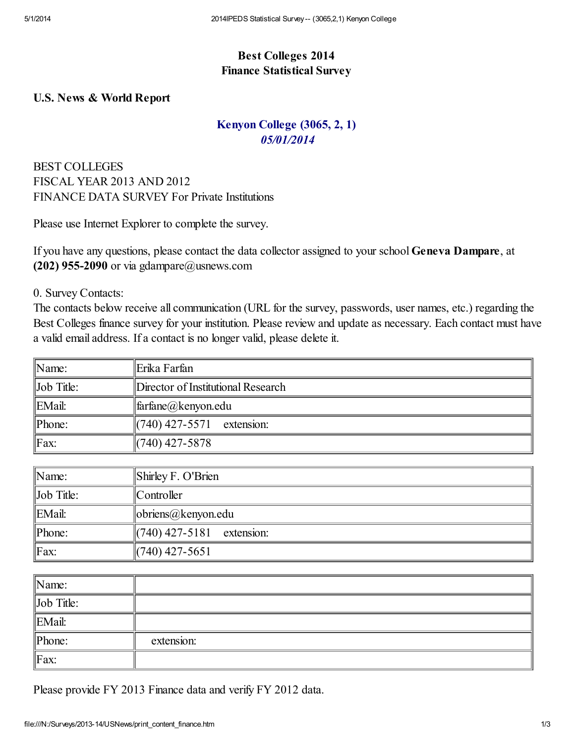## Best Colleges 2014
## Finance Statistical Survey

**U.S. News & World Report**

### Kenyon College (3065, 2, 1)
*05/01/2014*

BEST COLLEGES
FISCAL YEAR 2013 AND 2012
FINANCE DATA SURVEY For Private Institutions

Please use Internet Explorer to complete the survey.

If you have any questions, please contact the data collector assigned to your school **Geneva Dampare**, at **(202) 955-2090** or via gdampare@usnews.com

0. Survey Contacts:
The contacts below receive all communication (URL for the survey, passwords, user names, etc.) regarding the Best Colleges finance survey for your institution. Please review and update as necessary. Each contact must have a valid email address. If a contact is no longer valid, please delete it.

| | |
|---|---|
| Name: | Erika Farfan |
| Job Title: | Director of Institutional Research |
| EMail: | farfane@kenyon.edu |
| Phone: | (740) 427-5571 extension: |
| Fax: | (740) 427-5878 |

| | |
|---|---|
| Name: | Shirley F. O'Brien |
| Job Title: | Controller |
| EMail: | obriens@kenyon.edu |
| Phone: | (740) 427-5181 extension: |
| Fax: | (740) 427-5651 |

| | |
|---|---|
| Name: | |
| Job Title: | |
| EMail: | |
| Phone: | extension: |
| Fax: | |

Please provide FY 2013 Finance data and verify FY 2012 data.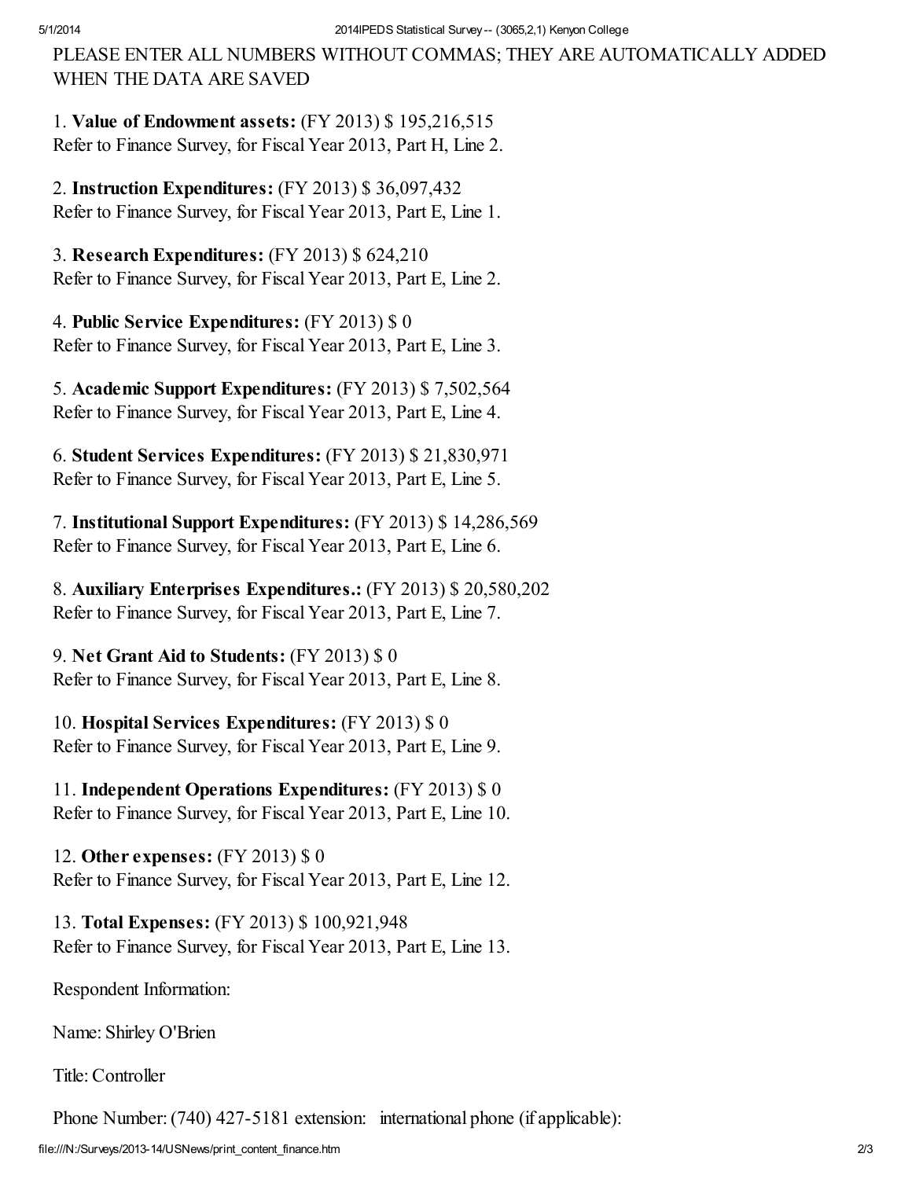PLEASE ENTER ALL NUMBERS WITHOUT COMMAS; THEY ARE AUTOMATICALLY ADDED WHEN THE DATA ARE SAVED

1. **Value of Endowment assets:** (FY 2013) $ 195,216,515
Refer to Finance Survey, for Fiscal Year 2013, Part H, Line 2.

2. **Instruction Expenditures:** (FY 2013) $ 36,097,432
Refer to Finance Survey, for Fiscal Year 2013, Part E, Line 1.

3. **Research Expenditures:** (FY 2013) $ 624,210
Refer to Finance Survey, for Fiscal Year 2013, Part E, Line 2.

4. **Public Service Expenditures:** (FY 2013) $ 0
Refer to Finance Survey, for Fiscal Year 2013, Part E, Line 3.

5. **Academic Support Expenditures:** (FY 2013) $ 7,502,564
Refer to Finance Survey, for Fiscal Year 2013, Part E, Line 4.

6. **Student Services Expenditures:** (FY 2013) $ 21,830,971
Refer to Finance Survey, for Fiscal Year 2013, Part E, Line 5.

7. **Institutional Support Expenditures:** (FY 2013) $ 14,286,569
Refer to Finance Survey, for Fiscal Year 2013, Part E, Line 6.

8. **Auxiliary Enterprises Expenditures.:** (FY 2013) $ 20,580,202
Refer to Finance Survey, for Fiscal Year 2013, Part E, Line 7.

9. **Net Grant Aid to Students:** (FY 2013) $ 0
Refer to Finance Survey, for Fiscal Year 2013, Part E, Line 8.

10. **Hospital Services Expenditures:** (FY 2013) $ 0
Refer to Finance Survey, for Fiscal Year 2013, Part E, Line 9.

11. **Independent Operations Expenditures:** (FY 2013) $ 0
Refer to Finance Survey, for Fiscal Year 2013, Part E, Line 10.

12. **Other expenses:** (FY 2013) $ 0
Refer to Finance Survey, for Fiscal Year 2013, Part E, Line 12.

13. **Total Expenses:** (FY 2013) $ 100,921,948
Refer to Finance Survey, for Fiscal Year 2013, Part E, Line 13.

Respondent Information:

Name: Shirley O'Brien

Title: Controller

Phone Number: (740) 427-5181 extension: international phone (if applicable):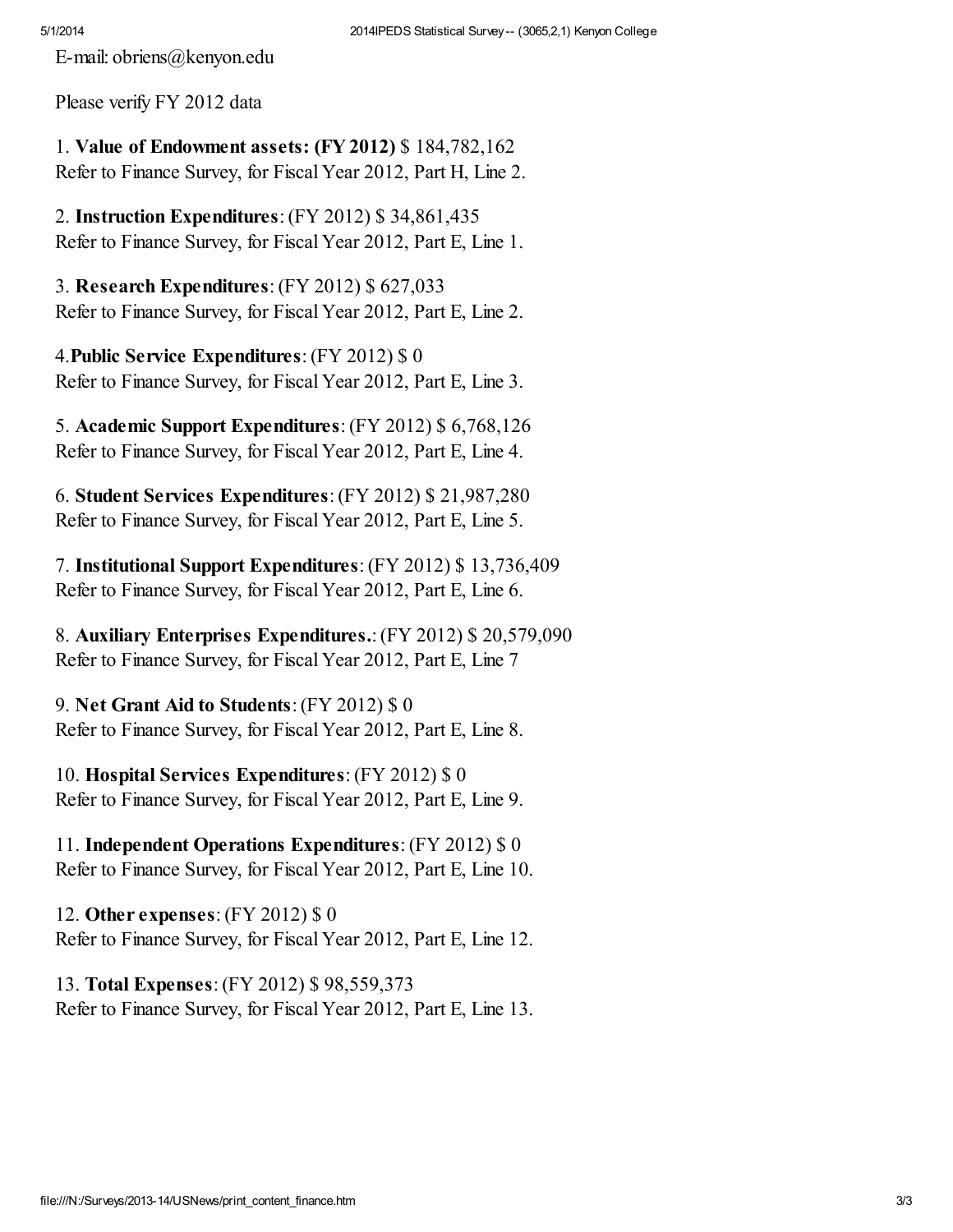E-mail: obriens@kenyon.edu

Please verify FY 2012 data

1. **Value of Endowment assets: (FY 2012)** $ 184,782,162
Refer to Finance Survey, for Fiscal Year 2012, Part H, Line 2.

2. **Instruction Expenditures**: (FY 2012) $ 34,861,435
Refer to Finance Survey, for Fiscal Year 2012, Part E, Line 1.

3. **Research Expenditures**: (FY 2012) $ 627,033
Refer to Finance Survey, for Fiscal Year 2012, Part E, Line 2.

4.**Public Service Expenditures**: (FY 2012) $ 0
Refer to Finance Survey, for Fiscal Year 2012, Part E, Line 3.

5. **Academic Support Expenditures**: (FY 2012) $ 6,768,126
Refer to Finance Survey, for Fiscal Year 2012, Part E, Line 4.

6. **Student Services Expenditures**: (FY 2012) $ 21,987,280
Refer to Finance Survey, for Fiscal Year 2012, Part E, Line 5.

7. **Institutional Support Expenditures**: (FY 2012) $ 13,736,409
Refer to Finance Survey, for Fiscal Year 2012, Part E, Line 6.

8. **Auxiliary Enterprises Expenditures.**: (FY 2012) $ 20,579,090
Refer to Finance Survey, for Fiscal Year 2012, Part E, Line 7

9. **Net Grant Aid to Students**: (FY 2012) $ 0
Refer to Finance Survey, for Fiscal Year 2012, Part E, Line 8.

10. **Hospital Services Expenditures**: (FY 2012) $ 0
Refer to Finance Survey, for Fiscal Year 2012, Part E, Line 9.

11. **Independent Operations Expenditures**: (FY 2012) $ 0
Refer to Finance Survey, for Fiscal Year 2012, Part E, Line 10.

12. **Other expenses**: (FY 2012) $ 0
Refer to Finance Survey, for Fiscal Year 2012, Part E, Line 12.

13. **Total Expenses**: (FY 2012) $ 98,559,373
Refer to Finance Survey, for Fiscal Year 2012, Part E, Line 13.